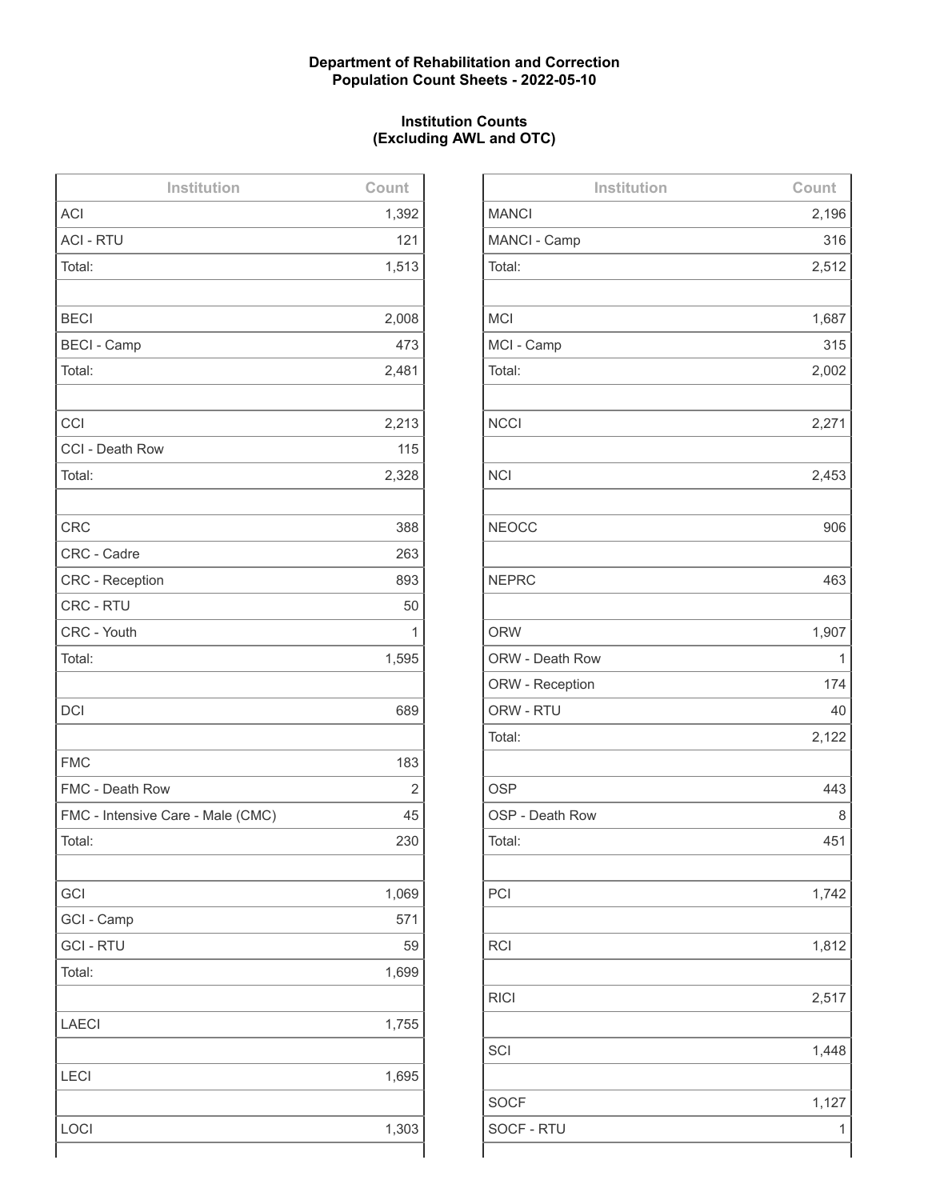**Department of Rehabilitation and Correction**
**Population Count Sheets - 2022-05-10**

**Institution Counts**
**(Excluding AWL and OTC)**

| Institution | Count |
|---|---|
| ACI | 1,392 |
| ACI - RTU | 121 |
| Total: | 1,513 |
| | |
| BECI | 2,008 |
| BECI - Camp | 473 |
| Total: | 2,481 |
| | |
| CCI | 2,213 |
| CCI - Death Row | 115 |
| Total: | 2,328 |
| | |
| CRC | 388 |
| CRC - Cadre | 263 |
| CRC - Reception | 893 |
| CRC - RTU | 50 |
| CRC - Youth | 1 |
| Total: | 1,595 |
| | |
| DCI | 689 |
| | |
| FMC | 183 |
| FMC - Death Row | 2 |
| FMC - Intensive Care - Male (CMC) | 45 |
| Total: | 230 |
| | |
| GCI | 1,069 |
| GCI - Camp | 571 |
| GCI - RTU | 59 |
| Total: | 1,699 |
| | |
| LAECI | 1,755 |
| | |
| LECI | 1,695 |
| | |
| LOCI | 1,303 |

| Institution | Count |
|---|---|
| MANCI | 2,196 |
| MANCI - Camp | 316 |
| Total: | 2,512 |
| | |
| MCI | 1,687 |
| MCI - Camp | 315 |
| Total: | 2,002 |
| | |
| NCCI | 2,271 |
| | |
| NCI | 2,453 |
| | |
| NEOCC | 906 |
| | |
| NEPRC | 463 |
| | |
| ORW | 1,907 |
| ORW - Death Row | 1 |
| ORW - Reception | 174 |
| ORW - RTU | 40 |
| Total: | 2,122 |
| | |
| OSP | 443 |
| OSP - Death Row | 8 |
| Total: | 451 |
| | |
| PCI | 1,742 |
| | |
| RCI | 1,812 |
| | |
| RICI | 2,517 |
| | |
| SCI | 1,448 |
| | |
| SOCF | 1,127 |
| SOCF - RTU | 1 |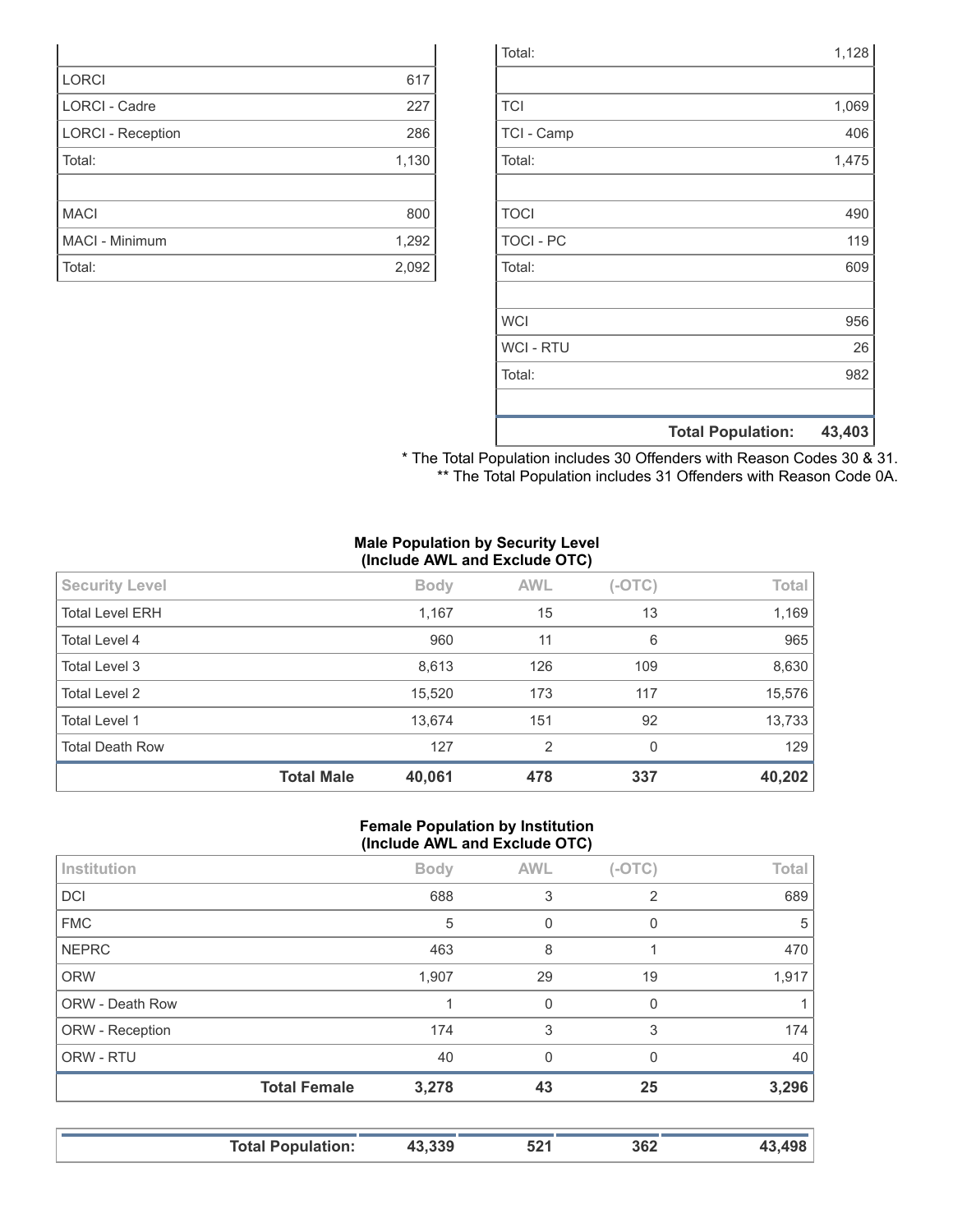| | |
|---|---|
| LORCI | 617 |
| LORCI - Cadre | 227 |
| LORCI - Reception | 286 |
| Total: | 1,130 |
| | |
| MACI | 800 |
| MACI - Minimum | 1,292 |
| Total: | 2,092 |

| | |
|---|---|
| Total: | 1,128 |
| | |
| TCI | 1,069 |
| TCI - Camp | 406 |
| Total: | 1,475 |
| | |
| TOCI | 490 |
| TOCI - PC | 119 |
| Total: | 609 |
| | |
| WCI | 956 |
| WCI - RTU | 26 |
| Total: | 982 |
| | |
| **Total Population:** | **43,403** |

* The Total Population includes 30 Offenders with Reason Codes 30 & 31.
** The Total Population includes 31 Offenders with Reason Code 0A.

**Male Population by Security Level (Include AWL and Exclude OTC)**

| Security Level | Body | AWL | (-OTC) | Total |
|---|---|---|---|---|
| Total Level ERH | 1,167 | 15 | 13 | 1,169 |
| Total Level 4 | 960 | 11 | 6 | 965 |
| Total Level 3 | 8,613 | 126 | 109 | 8,630 |
| Total Level 2 | 15,520 | 173 | 117 | 15,576 |
| Total Level 1 | 13,674 | 151 | 92 | 13,733 |
| Total Death Row | 127 | 2 | 0 | 129 |
| **Total Male** | **40,061** | **478** | **337** | **40,202** |

**Female Population by Institution (Include AWL and Exclude OTC)**

| Institution | Body | AWL | (-OTC) | Total |
|---|---|---|---|---|
| DCI | 688 | 3 | 2 | 689 |
| FMC | 5 | 0 | 0 | 5 |
| NEPRC | 463 | 8 | 1 | 470 |
| ORW | 1,907 | 29 | 19 | 1,917 |
| ORW - Death Row | 1 | 0 | 0 | 1 |
| ORW - Reception | 174 | 3 | 3 | 174 |
| ORW - RTU | 40 | 0 | 0 | 40 |
| **Total Female** | **3,278** | **43** | **25** | **3,296** |

| | | | | |
|---|---|---|---|---|
| **Total Population:** | **43,339** | **521** | **362** | **43,498** |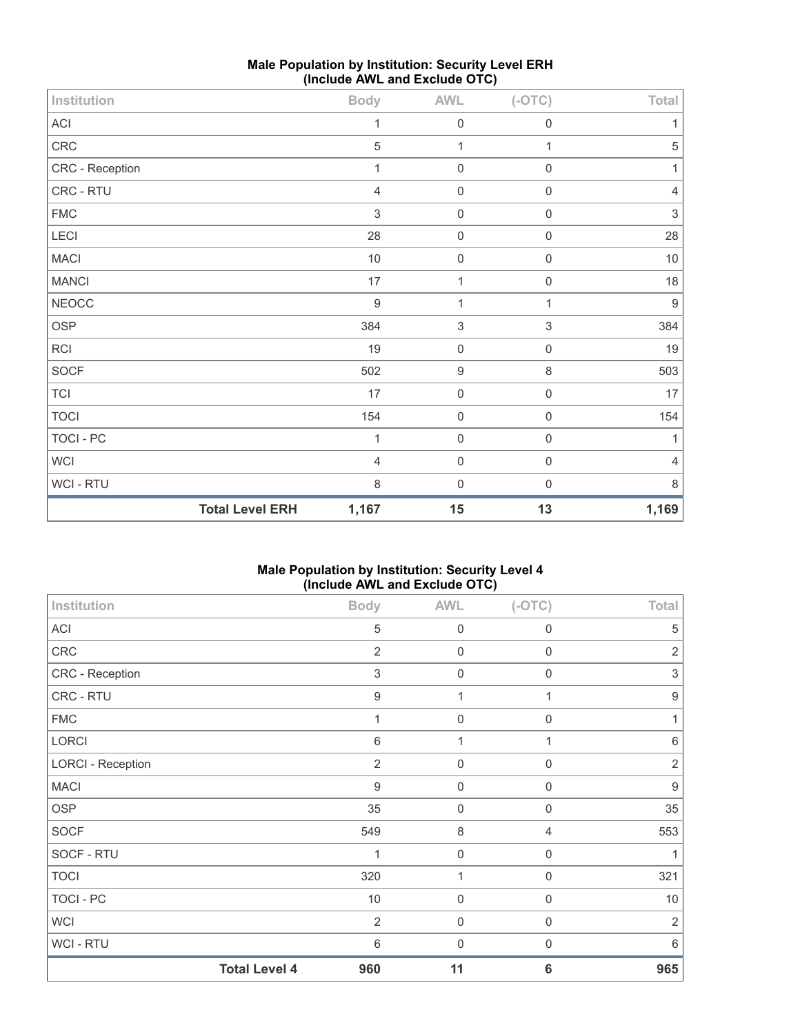## Male Population by Institution: Security Level ERH (Include AWL and Exclude OTC)

| Institution | Body | AWL | (-OTC) | Total |
|---|---|---|---|---|
| ACI | 1 | 0 | 0 | 1 |
| CRC | 5 | 1 | 1 | 5 |
| CRC - Reception | 1 | 0 | 0 | 1 |
| CRC - RTU | 4 | 0 | 0 | 4 |
| FMC | 3 | 0 | 0 | 3 |
| LECI | 28 | 0 | 0 | 28 |
| MACI | 10 | 0 | 0 | 10 |
| MANCI | 17 | 1 | 0 | 18 |
| NEOCC | 9 | 1 | 1 | 9 |
| OSP | 384 | 3 | 3 | 384 |
| RCI | 19 | 0 | 0 | 19 |
| SOCF | 502 | 9 | 8 | 503 |
| TCI | 17 | 0 | 0 | 17 |
| TOCI | 154 | 0 | 0 | 154 |
| TOCI - PC | 1 | 0 | 0 | 1 |
| WCI | 4 | 0 | 0 | 4 |
| WCI - RTU | 8 | 0 | 0 | 8 |
| **Total Level ERH** | **1,167** | **15** | **13** | **1,169** |

## Male Population by Institution: Security Level 4 (Include AWL and Exclude OTC)

| Institution | Body | AWL | (-OTC) | Total |
|---|---|---|---|---|
| ACI | 5 | 0 | 0 | 5 |
| CRC | 2 | 0 | 0 | 2 |
| CRC - Reception | 3 | 0 | 0 | 3 |
| CRC - RTU | 9 | 1 | 1 | 9 |
| FMC | 1 | 0 | 0 | 1 |
| LORCI | 6 | 1 | 1 | 6 |
| LORCI - Reception | 2 | 0 | 0 | 2 |
| MACI | 9 | 0 | 0 | 9 |
| OSP | 35 | 0 | 0 | 35 |
| SOCF | 549 | 8 | 4 | 553 |
| SOCF - RTU | 1 | 0 | 0 | 1 |
| TOCI | 320 | 1 | 0 | 321 |
| TOCI - PC | 10 | 0 | 0 | 10 |
| WCI | 2 | 0 | 0 | 2 |
| WCI - RTU | 6 | 0 | 0 | 6 |
| **Total Level 4** | **960** | **11** | **6** | **965** |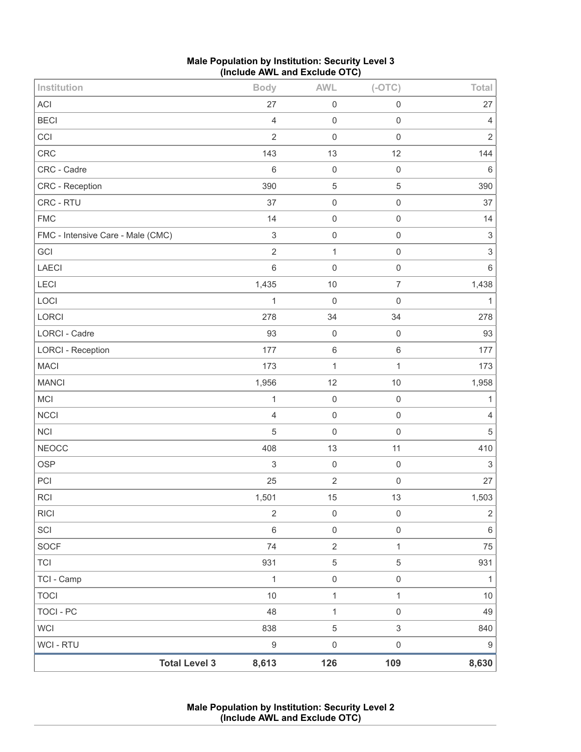**Male Population by Institution: Security Level 3**
**(Include AWL and Exclude OTC)**

| Institution | Body | AWL | (-OTC) | Total |
|---|---|---|---|---|
| ACI | 27 | 0 | 0 | 27 |
| BECI | 4 | 0 | 0 | 4 |
| CCI | 2 | 0 | 0 | 2 |
| CRC | 143 | 13 | 12 | 144 |
| CRC - Cadre | 6 | 0 | 0 | 6 |
| CRC - Reception | 390 | 5 | 5 | 390 |
| CRC - RTU | 37 | 0 | 0 | 37 |
| FMC | 14 | 0 | 0 | 14 |
| FMC - Intensive Care - Male (CMC) | 3 | 0 | 0 | 3 |
| GCI | 2 | 1 | 0 | 3 |
| LAECI | 6 | 0 | 0 | 6 |
| LECI | 1,435 | 10 | 7 | 1,438 |
| LOCI | 1 | 0 | 0 | 1 |
| LORCI | 278 | 34 | 34 | 278 |
| LORCI - Cadre | 93 | 0 | 0 | 93 |
| LORCI - Reception | 177 | 6 | 6 | 177 |
| MACI | 173 | 1 | 1 | 173 |
| MANCI | 1,956 | 12 | 10 | 1,958 |
| MCI | 1 | 0 | 0 | 1 |
| NCCI | 4 | 0 | 0 | 4 |
| NCI | 5 | 0 | 0 | 5 |
| NEOCC | 408 | 13 | 11 | 410 |
| OSP | 3 | 0 | 0 | 3 |
| PCI | 25 | 2 | 0 | 27 |
| RCI | 1,501 | 15 | 13 | 1,503 |
| RICI | 2 | 0 | 0 | 2 |
| SCI | 6 | 0 | 0 | 6 |
| SOCF | 74 | 2 | 1 | 75 |
| TCI | 931 | 5 | 5 | 931 |
| TCI - Camp | 1 | 0 | 0 | 1 |
| TOCI | 10 | 1 | 1 | 10 |
| TOCI - PC | 48 | 1 | 0 | 49 |
| WCI | 838 | 5 | 3 | 840 |
| WCI - RTU | 9 | 0 | 0 | 9 |
| **Total Level 3** | **8,613** | **126** | **109** | **8,630** |

**Male Population by Institution: Security Level 2**
**(Include AWL and Exclude OTC)**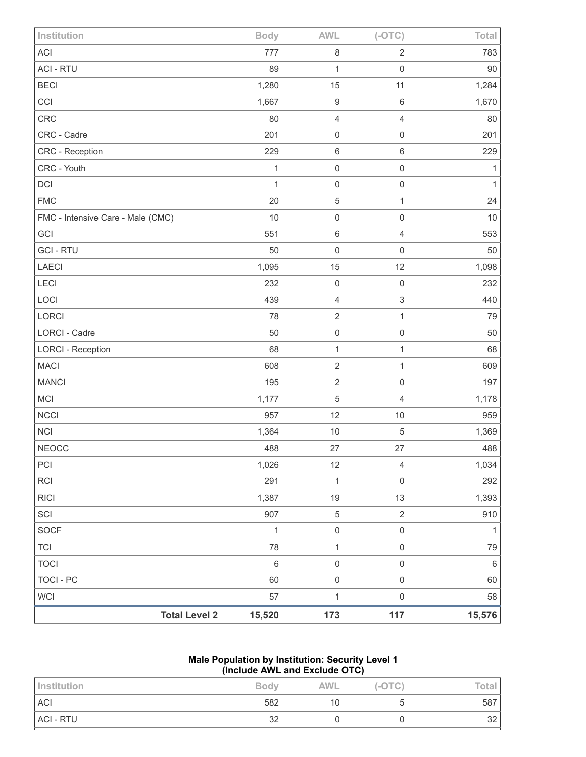| Institution | Body | AWL | (-OTC) | Total |
| --- | --- | --- | --- | --- |
| ACI | 777 | 8 | 2 | 783 |
| ACI - RTU | 89 | 1 | 0 | 90 |
| BECI | 1,280 | 15 | 11 | 1,284 |
| CCI | 1,667 | 9 | 6 | 1,670 |
| CRC | 80 | 4 | 4 | 80 |
| CRC - Cadre | 201 | 0 | 0 | 201 |
| CRC - Reception | 229 | 6 | 6 | 229 |
| CRC - Youth | 1 | 0 | 0 | 1 |
| DCI | 1 | 0 | 0 | 1 |
| FMC | 20 | 5 | 1 | 24 |
| FMC - Intensive Care - Male (CMC) | 10 | 0 | 0 | 10 |
| GCI | 551 | 6 | 4 | 553 |
| GCI - RTU | 50 | 0 | 0 | 50 |
| LAECI | 1,095 | 15 | 12 | 1,098 |
| LECI | 232 | 0 | 0 | 232 |
| LOCI | 439 | 4 | 3 | 440 |
| LORCI | 78 | 2 | 1 | 79 |
| LORCI - Cadre | 50 | 0 | 0 | 50 |
| LORCI - Reception | 68 | 1 | 1 | 68 |
| MACI | 608 | 2 | 1 | 609 |
| MANCI | 195 | 2 | 0 | 197 |
| MCI | 1,177 | 5 | 4 | 1,178 |
| NCCI | 957 | 12 | 10 | 959 |
| NCI | 1,364 | 10 | 5 | 1,369 |
| NEOCC | 488 | 27 | 27 | 488 |
| PCI | 1,026 | 12 | 4 | 1,034 |
| RCI | 291 | 1 | 0 | 292 |
| RICI | 1,387 | 19 | 13 | 1,393 |
| SCI | 907 | 5 | 2 | 910 |
| SOCF | 1 | 0 | 0 | 1 |
| TCI | 78 | 1 | 0 | 79 |
| TOCI | 6 | 0 | 0 | 6 |
| TOCI - PC | 60 | 0 | 0 | 60 |
| WCI | 57 | 1 | 0 | 58 |
| **Total Level 2** | **15,520** | **173** | **117** | **15,576** |

**Male Population by Institution: Security Level 1 (Include AWL and Exclude OTC)**

| Institution | Body | AWL | (-OTC) | Total |
| --- | --- | --- | --- | --- |
| ACI | 582 | 10 | 5 | 587 |
| ACI - RTU | 32 | 0 | 0 | 32 |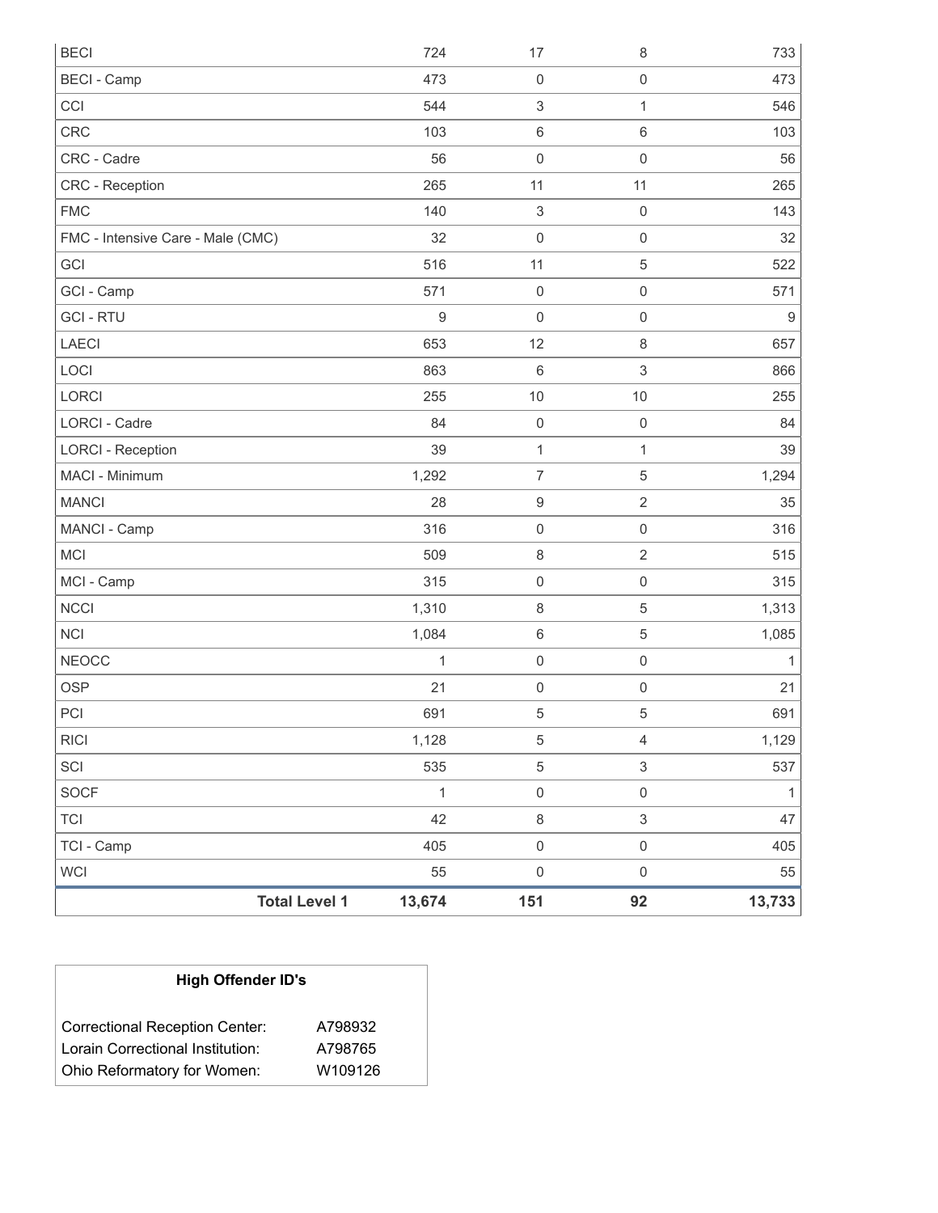| | | | | |
|---|---|---|---|---|
| BECI | 724 | 17 | 8 | 733 |
| BECI - Camp | 473 | 0 | 0 | 473 |
| CCI | 544 | 3 | 1 | 546 |
| CRC | 103 | 6 | 6 | 103 |
| CRC - Cadre | 56 | 0 | 0 | 56 |
| CRC - Reception | 265 | 11 | 11 | 265 |
| FMC | 140 | 3 | 0 | 143 |
| FMC - Intensive Care - Male (CMC) | 32 | 0 | 0 | 32 |
| GCI | 516 | 11 | 5 | 522 |
| GCI - Camp | 571 | 0 | 0 | 571 |
| GCI - RTU | 9 | 0 | 0 | 9 |
| LAECI | 653 | 12 | 8 | 657 |
| LOCI | 863 | 6 | 3 | 866 |
| LORCI | 255 | 10 | 10 | 255 |
| LORCI - Cadre | 84 | 0 | 0 | 84 |
| LORCI - Reception | 39 | 1 | 1 | 39 |
| MACI - Minimum | 1,292 | 7 | 5 | 1,294 |
| MANCI | 28 | 9 | 2 | 35 |
| MANCI - Camp | 316 | 0 | 0 | 316 |
| MCI | 509 | 8 | 2 | 515 |
| MCI - Camp | 315 | 0 | 0 | 315 |
| NCCI | 1,310 | 8 | 5 | 1,313 |
| NCI | 1,084 | 6 | 5 | 1,085 |
| NEOCC | 1 | 0 | 0 | 1 |
| OSP | 21 | 0 | 0 | 21 |
| PCI | 691 | 5 | 5 | 691 |
| RICI | 1,128 | 5 | 4 | 1,129 |
| SCI | 535 | 5 | 3 | 537 |
| SOCF | 1 | 0 | 0 | 1 |
| TCI | 42 | 8 | 3 | 47 |
| TCI - Camp | 405 | 0 | 0 | 405 |
| WCI | 55 | 0 | 0 | 55 |
| **Total Level 1** | **13,674** | **151** | **92** | **13,733** |

| High Offender ID's | |
|---|---|
| Correctional Reception Center: | A798932 |
| Lorain Correctional Institution: | A798765 |
| Ohio Reformatory for Women: | W109126 |